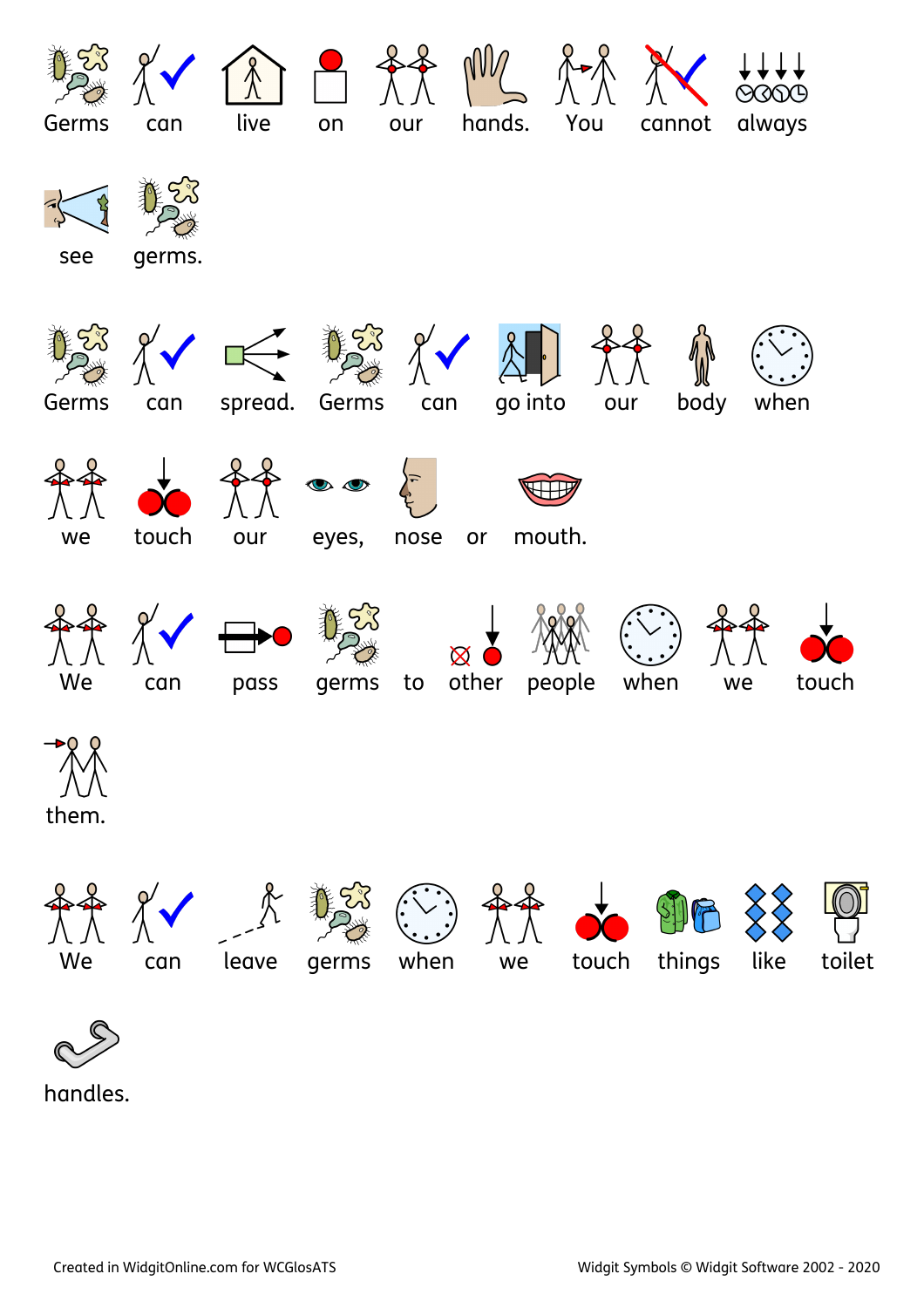Germs can live on our hands. You cannot always see germs.

Germs can spread. Germs can go into our body when we touch our eyes, nose or mouth.

We can pass germs to other people when we touch them.

We can leave germs when we touch things like toilet handles.

Created in WidgitOnline.com for WCGlosATS

Widgit Symbols © Widgit Software 2002 - 2020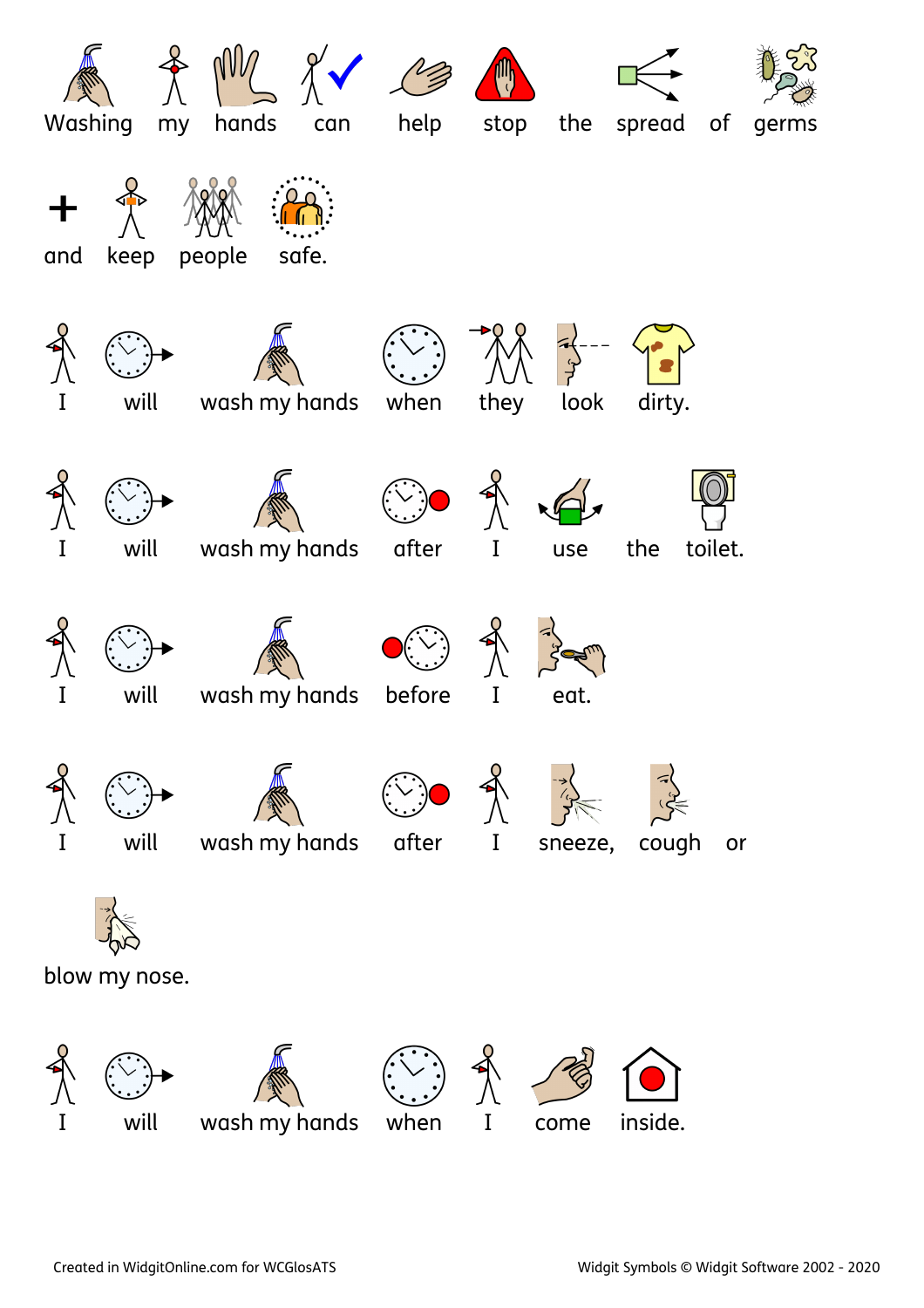Washing my hands can help stop the spread of germs and keep people safe.

I will wash my hands when they look dirty.

I will wash my hands after I use the toilet.

I will wash my hands before I eat.

I will wash my hands after I sneeze, cough or blow my nose.

I will wash my hands when I come inside.

Created in WidgitOnline.com for WCGlosATS

Widgit Symbols © Widgit Software 2002 - 2020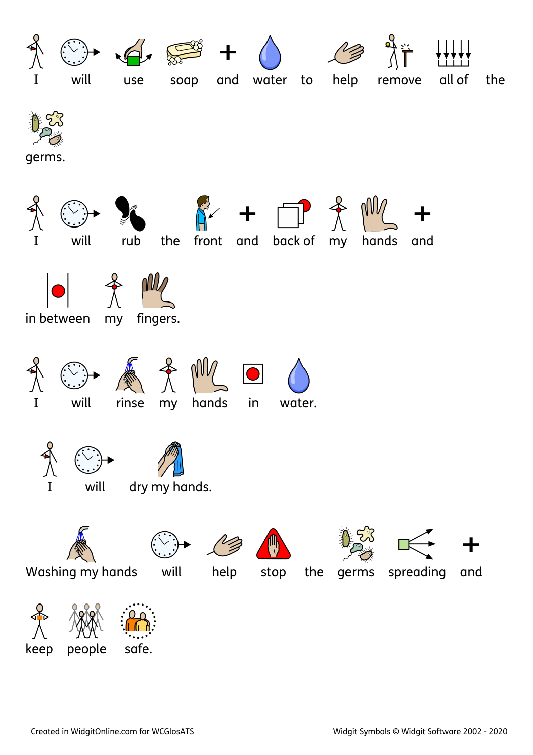I will use soap and water to help remove all of the germs.

I will rub the front and back of my hands and in between my fingers.

I will rinse my hands in water.

I will dry my hands.

Washing my hands will help stop the germs spreading and keep people safe.

Created in WidgitOnline.com for WCGlosATS

Widgit Symbols © Widgit Software 2002 - 2020